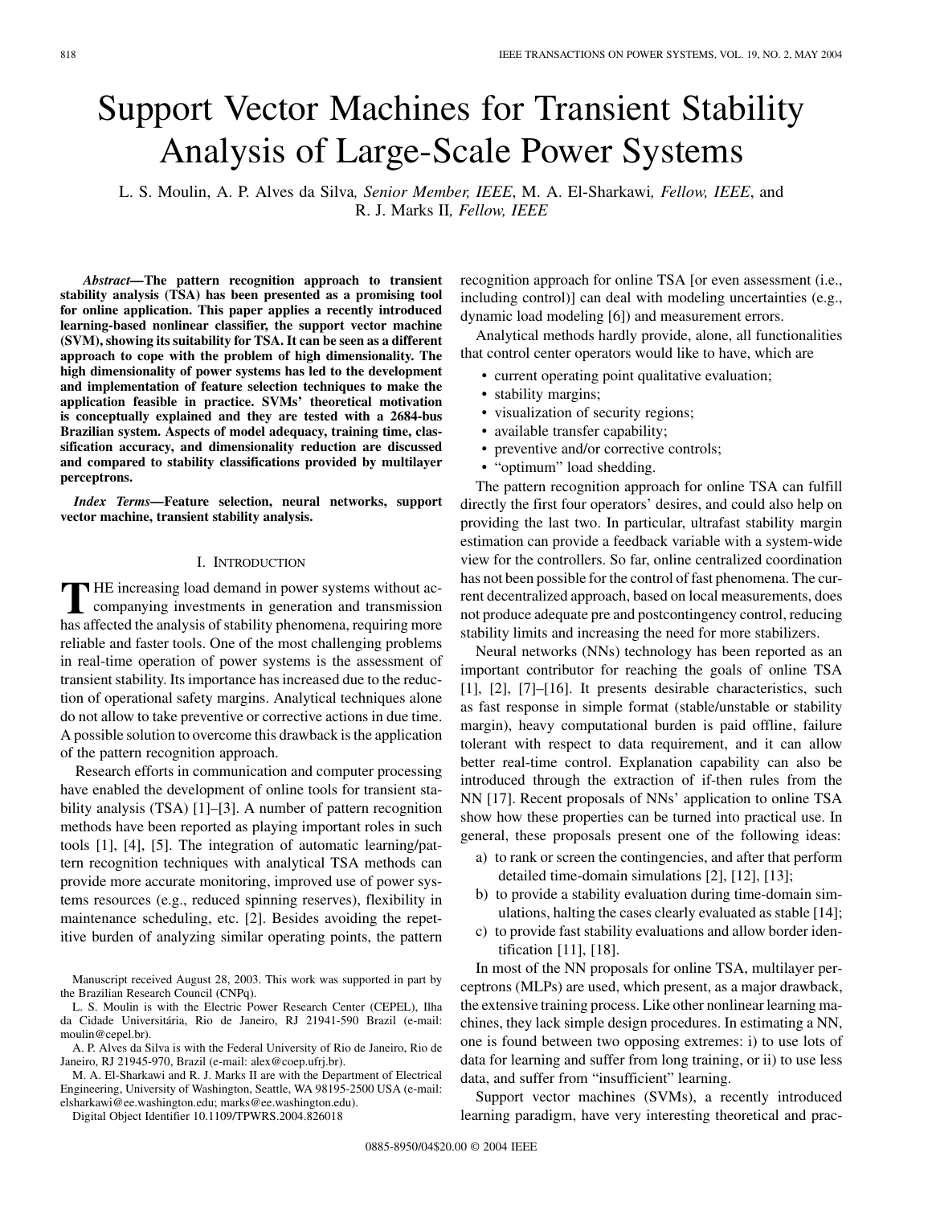# Support Vector Machines for Transient Stability Analysis of Large-Scale Power Systems

L. S. Moulin, A. P. Alves da Silva, *Senior Member, IEEE*, M. A. El-Sharkawi, *Fellow, IEEE*, and R. J. Marks II, *Fellow, IEEE*

***Abstract*—The pattern recognition approach to transient stability analysis (TSA) has been presented as a promising tool for online application. This paper applies a recently introduced learning-based nonlinear classifier, the support vector machine (SVM), showing its suitability for TSA. It can be seen as a different approach to cope with the problem of high dimensionality. The high dimensionality of power systems has led to the development and implementation of feature selection techniques to make the application feasible in practice. SVMs' theoretical motivation is conceptually explained and they are tested with a 2684-bus Brazilian system. Aspects of model adequacy, training time, classification accuracy, and dimensionality reduction are discussed and compared to stability classifications provided by multilayer perceptrons.**

***Index Terms*—Feature selection, neural networks, support vector machine, transient stability analysis.**

## I. Introduction

The increasing load demand in power systems without accompanying investments in generation and transmission has affected the analysis of stability phenomena, requiring more reliable and faster tools. One of the most challenging problems in real-time operation of power systems is the assessment of transient stability. Its importance has increased due to the reduction of operational safety margins. Analytical techniques alone do not allow to take preventive or corrective actions in due time. A possible solution to overcome this drawback is the application of the pattern recognition approach.

Research efforts in communication and computer processing have enabled the development of online tools for transient stability analysis (TSA) [1]–[3]. A number of pattern recognition methods have been reported as playing important roles in such tools [1], [4], [5]. The integration of automatic learning/pattern recognition techniques with analytical TSA methods can provide more accurate monitoring, improved use of power systems resources (e.g., reduced spinning reserves), flexibility in maintenance scheduling, etc. [2]. Besides avoiding the repetitive burden of analyzing similar operating points, the pattern recognition approach for online TSA [or even assessment (i.e., including control)] can deal with modeling uncertainties (e.g., dynamic load modeling [6]) and measurement errors.

Analytical methods hardly provide, alone, all functionalities that control center operators would like to have, which are

- current operating point qualitative evaluation;
- stability margins;
- visualization of security regions;
- available transfer capability;
- preventive and/or corrective controls;
- "optimum" load shedding.

The pattern recognition approach for online TSA can fulfill directly the first four operators' desires, and could also help on providing the last two. In particular, ultrafast stability margin estimation can provide a feedback variable with a system-wide view for the controllers. So far, online centralized coordination has not been possible for the control of fast phenomena. The current decentralized approach, based on local measurements, does not produce adequate pre and postcontingency control, reducing stability limits and increasing the need for more stabilizers.

Neural networks (NNs) technology has been reported as an important contributor for reaching the goals of online TSA [1], [2], [7]–[16]. It presents desirable characteristics, such as fast response in simple format (stable/unstable or stability margin), heavy computational burden is paid offline, failure tolerant with respect to data requirement, and it can allow better real-time control. Explanation capability can also be introduced through the extraction of if-then rules from the NN [17]. Recent proposals of NNs' application to online TSA show how these properties can be turned into practical use. In general, these proposals present one of the following ideas:

a) to rank or screen the contingencies, and after that perform detailed time-domain simulations [2], [12], [13];
b) to provide a stability evaluation during time-domain simulations, halting the cases clearly evaluated as stable [14];
c) to provide fast stability evaluations and allow border identification [11], [18].

In most of the NN proposals for online TSA, multilayer perceptrons (MLPs) are used, which present, as a major drawback, the extensive training process. Like other nonlinear learning machines, they lack simple design procedures. In estimating a NN, one is found between two opposing extremes: i) to use lots of data for learning and suffer from long training, or ii) to use less data, and suffer from "insufficient" learning.

Support vector machines (SVMs), a recently introduced learning paradigm, have very interesting theoretical and prac-

Manuscript received August 28, 2003. This work was supported in part by the Brazilian Research Council (CNPq).

L. S. Moulin is with the Electric Power Research Center (CEPEL), Ilha da Cidade Universitária, Rio de Janeiro, RJ 21941-590 Brazil (e-mail: moulin@cepel.br).

A. P. Alves da Silva is with the Federal University of Rio de Janeiro, Rio de Janeiro, RJ 21945-970, Brazil (e-mail: alex@coep.ufrj.br).

M. A. El-Sharkawi and R. J. Marks II are with the Department of Electrical Engineering, University of Washington, Seattle, WA 98195-2500 USA (e-mail: elsharkawi@ee.washington.edu; marks@ee.washington.edu).

Digital Object Identifier 10.1109/TPWRS.2004.826018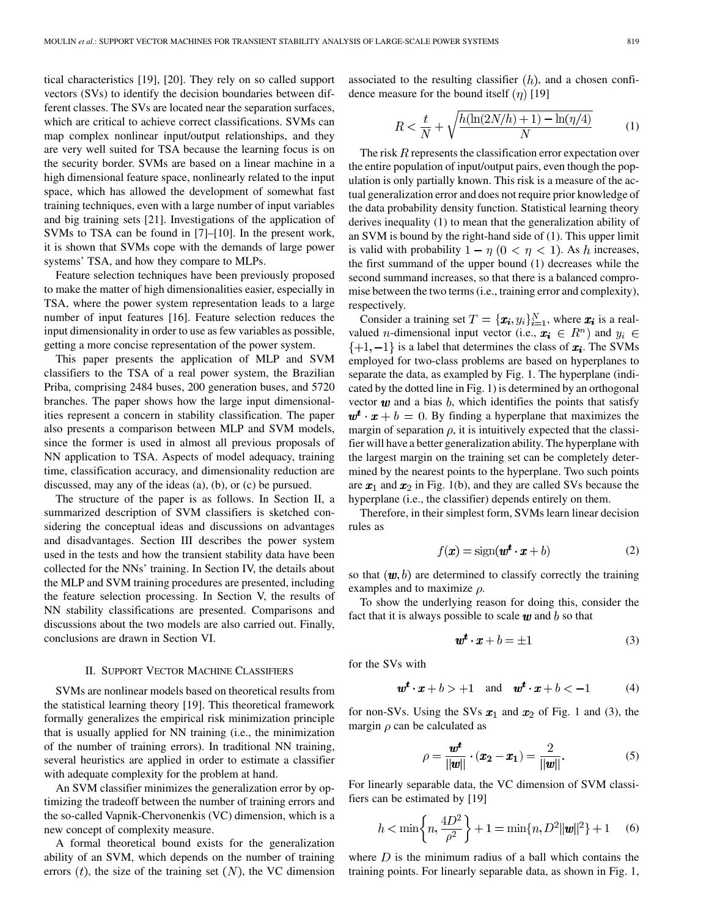tical characteristics [19], [20]. They rely on so called support vectors (SVs) to identify the decision boundaries between different classes. The SVs are located near the separation surfaces, which are critical to achieve correct classifications. SVMs can map complex nonlinear input/output relationships, and they are very well suited for TSA because the learning focus is on the security border. SVMs are based on a linear machine in a high dimensional feature space, nonlinearly related to the input space, which has allowed the development of somewhat fast training techniques, even with a large number of input variables and big training sets [21]. Investigations of the application of SVMs to TSA can be found in [7]–[10]. In the present work, it is shown that SVMs cope with the demands of large power systems' TSA, and how they compare to MLPs.

Feature selection techniques have been previously proposed to make the matter of high dimensionalities easier, especially in TSA, where the power system representation leads to a large number of input features [16]. Feature selection reduces the input dimensionality in order to use as few variables as possible, getting a more concise representation of the power system.

This paper presents the application of MLP and SVM classifiers to the TSA of a real power system, the Brazilian Priba, comprising 2484 buses, 200 generation buses, and 5720 branches. The paper shows how the large input dimensionalities represent a concern in stability classification. The paper also presents a comparison between MLP and SVM models, since the former is used in almost all previous proposals of NN application to TSA. Aspects of model adequacy, training time, classification accuracy, and dimensionality reduction are discussed, may any of the ideas (a), (b), or (c) be pursued.

The structure of the paper is as follows. In Section II, a summarized description of SVM classifiers is sketched considering the conceptual ideas and discussions on advantages and disadvantages. Section III describes the power system used in the tests and how the transient stability data have been collected for the NNs' training. In Section IV, the details about the MLP and SVM training procedures are presented, including the feature selection processing. In Section V, the results of NN stability classifications are presented. Comparisons and discussions about the two models are also carried out. Finally, conclusions are drawn in Section VI.

## II. Support Vector Machine Classifiers

SVMs are nonlinear models based on theoretical results from the statistical learning theory [19]. This theoretical framework formally generalizes the empirical risk minimization principle that is usually applied for NN training (i.e., the minimization of the number of training errors). In traditional NN training, several heuristics are applied in order to estimate a classifier with adequate complexity for the problem at hand.

An SVM classifier minimizes the generalization error by optimizing the tradeoff between the number of training errors and the so-called Vapnik-Chervonenkis (VC) dimension, which is a new concept of complexity measure.

A formal theoretical bound exists for the generalization ability of an SVM, which depends on the number of training errors $(t)$, the size of the training set $(N)$, the VC dimension associated to the resulting classifier $(h)$, and a chosen confidence measure for the bound itself $(\eta)$ [19]

$$R < \frac{t}{N} + \sqrt{\frac{h(\ln(2N/h)+1) - \ln(\eta/4)}{N}} \tag{1}$$

The risk $R$ represents the classification error expectation over the entire population of input/output pairs, even though the population is only partially known. This risk is a measure of the actual generalization error and does not require prior knowledge of the data probability density function. Statistical learning theory derives inequality (1) to mean that the generalization ability of an SVM is bound by the right-hand side of (1). This upper limit is valid with probability $1-\eta$ $(0<\eta<1)$. As $h$ increases, the first summand of the upper bound (1) decreases while the second summand increases, so that there is a balanced compromise between the two terms (i.e., training error and complexity), respectively.

Consider a training set $T=\{\boldsymbol{x_i}, y_i\}_{i=1}^{N}$, where $\boldsymbol{x_i}$ is a real-valued $n$-dimensional input vector (i.e., $\boldsymbol{x_i} \in R^n$) and $y_i \in \{+1, -1\}$ is a label that determines the class of $\boldsymbol{x_i}$. The SVMs employed for two-class problems are based on hyperplanes to separate the data, as exampled by Fig. 1. The hyperplane (indicated by the dotted line in Fig. 1) is determined by an orthogonal vector $\boldsymbol{w}$ and a bias $b$, which identifies the points that satisfy $\boldsymbol{w^t} \cdot \boldsymbol{x} + b = 0$. By finding a hyperplane that maximizes the margin of separation $\rho$, it is intuitively expected that the classifier will have a better generalization ability. The hyperplane with the largest margin on the training set can be completely determined by the nearest points to the hyperplane. Two such points are $\boldsymbol{x}_1$ and $\boldsymbol{x}_2$ in Fig. 1(b), and they are called SVs because the hyperplane (i.e., the classifier) depends entirely on them.

Therefore, in their simplest form, SVMs learn linear decision rules as

$$f(\boldsymbol{x}) = \operatorname{sign}(\boldsymbol{w^t} \cdot \boldsymbol{x} + b) \tag{2}$$

so that $(\boldsymbol{w}, b)$ are determined to classify correctly the training examples and to maximize $\rho$.

To show the underlying reason for doing this, consider the fact that it is always possible to scale $\boldsymbol{w}$ and $b$ so that

$$\boldsymbol{w^t} \cdot \boldsymbol{x} + b = \pm 1 \tag{3}$$

for the SVs with

$$\boldsymbol{w^t} \cdot \boldsymbol{x} + b > +1 \quad \text{and} \quad \boldsymbol{w^t} \cdot \boldsymbol{x} + b < -1 \tag{4}$$

for non-SVs. Using the SVs $\boldsymbol{x}_1$ and $\boldsymbol{x}_2$ of Fig. 1 and (3), the margin $\rho$ can be calculated as

$$\rho = \frac{\boldsymbol{w^t}}{\|\boldsymbol{w}\|} \cdot (\boldsymbol{x_2} - \boldsymbol{x_1}) = \frac{2}{\|\boldsymbol{w}\|}. \tag{5}$$

For linearly separable data, the VC dimension of SVM classifiers can be estimated by [19]

$$h < \min\left\{n, \frac{4D^2}{\rho^2}\right\} + 1 = \min\{n, D^2\|\boldsymbol{w}\|^2\} + 1 \tag{6}$$

where $D$ is the minimum radius of a ball which contains the training points. For linearly separable data, as shown in Fig. 1,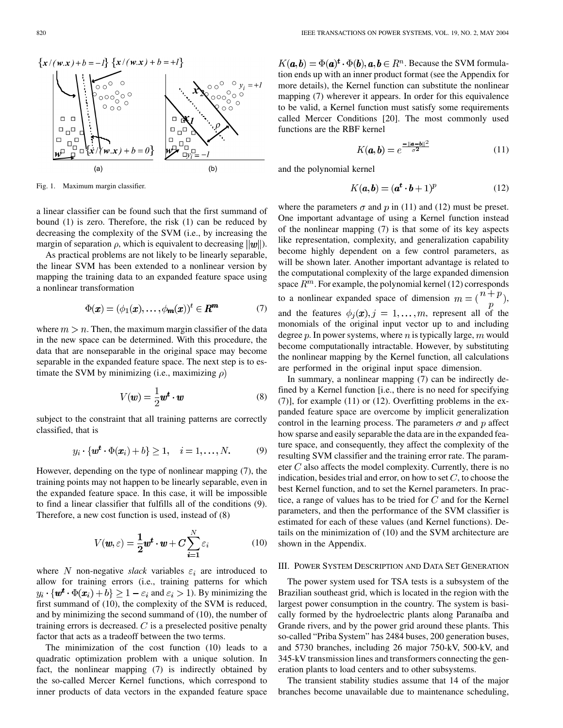Fig. 1. Maximum margin classifier.

a linear classifier can be found such that the first summand of bound (1) is zero. Therefore, the risk (1) can be reduced by decreasing the complexity of the SVM (i.e., by increasing the margin of separation $\rho$, which is equivalent to decreasing $\|w\|$).

As practical problems are not likely to be linearly separable, the linear SVM has been extended to a nonlinear version by mapping the training data to an expanded feature space using a nonlinear transformation

$$\Phi(\boldsymbol{x}) = (\phi_1(\boldsymbol{x}), \ldots, \phi_m(\boldsymbol{x}))^t \in \boldsymbol{R^m} \tag{7}$$

where $m > n$. Then, the maximum margin classifier of the data in the new space can be determined. With this procedure, the data that are nonseparable in the original space may become separable in the expanded feature space. The next step is to estimate the SVM by minimizing (i.e., maximizing $\rho$)

$$V(\boldsymbol{w}) = \frac{1}{2}\boldsymbol{w^t} \cdot \boldsymbol{w} \tag{8}$$

subject to the constraint that all training patterns are correctly classified, that is

$$y_i \cdot \{\boldsymbol{w^t} \cdot \Phi(\boldsymbol{x}_i) + b\} \geq 1, \quad i = 1, \ldots, N. \tag{9}$$

However, depending on the type of nonlinear mapping (7), the training points may not happen to be linearly separable, even in the expanded feature space. In this case, it will be impossible to find a linear classifier that fulfills all of the conditions (9). Therefore, a new cost function is used, instead of (8)

$$V(\boldsymbol{w}, \varepsilon) = \frac{1}{2}\boldsymbol{w^t} \cdot \boldsymbol{w} + C\sum_{i=1}^{N} \varepsilon_i \tag{10}$$

where $N$ non-negative *slack* variables $\varepsilon_i$ are introduced to allow for training errors (i.e., training patterns for which $y_i \cdot \{\boldsymbol{w^t} \cdot \Phi(\boldsymbol{x}_i) + b\} \geq 1 - \varepsilon_i$ and $\varepsilon_i > 1$). By minimizing the first summand of (10), the complexity of the SVM is reduced, and by minimizing the second summand of (10), the number of training errors is decreased. $C$ is a preselected positive penalty factor that acts as a tradeoff between the two terms.

The minimization of the cost function (10) leads to a quadratic optimization problem with a unique solution. In fact, the nonlinear mapping (7) is indirectly obtained by the so-called Mercer Kernel functions, which correspond to inner products of data vectors in the expanded feature space $K(\boldsymbol{a}, \boldsymbol{b}) = \Phi(\boldsymbol{a})^t \cdot \Phi(\boldsymbol{b}), \boldsymbol{a}, \boldsymbol{b} \in R^n$. Because the SVM formulation ends up with an inner product format (see the Appendix for more details), the Kernel function can substitute the nonlinear mapping (7) wherever it appears. In order for this equivalence to be valid, a Kernel function must satisfy some requirements called Mercer Conditions [20]. The most commonly used functions are the RBF kernel

$$K(\boldsymbol{a}, \boldsymbol{b}) = e^{\frac{-\|\boldsymbol{a}-\boldsymbol{b}\|^2}{\sigma^2}} \tag{11}$$

and the polynomial kernel

$$K(\boldsymbol{a}, \boldsymbol{b}) = (\boldsymbol{a^t} \cdot \boldsymbol{b} + 1)^p \tag{12}$$

where the parameters $\sigma$ and $p$ in (11) and (12) must be preset. One important advantage of using a Kernel function instead of the nonlinear mapping (7) is that some of its key aspects like representation, complexity, and generalization capability become highly dependent on a few control parameters, as will be shown later. Another important advantage is related to the computational complexity of the large expanded dimension space $R^m$. For example, the polynomial kernel (12) corresponds to a nonlinear expanded space of dimension $m = \binom{n+p}{p}$, and the features $\phi_j(\boldsymbol{x}), j = 1, \ldots, m$, represent all of the monomials of the original input vector up to and including degree $p$. In power systems, where $n$ is typically large, $m$ would become computationally intractable. However, by substituting the nonlinear mapping by the Kernel function, all calculations are performed in the original input space dimension.

In summary, a nonlinear mapping (7) can be indirectly defined by a Kernel function [i.e., there is no need for specifying (7)], for example (11) or (12). Overfitting problems in the expanded feature space are overcome by implicit generalization control in the learning process. The parameters $\sigma$ and $p$ affect how sparse and easily separable the data are in the expanded feature space, and consequently, they affect the complexity of the resulting SVM classifier and the training error rate. The parameter $C$ also affects the model complexity. Currently, there is no indication, besides trial and error, on how to set $C$, to choose the best Kernel function, and to set the Kernel parameters. In practice, a range of values has to be tried for $C$ and for the Kernel parameters, and then the performance of the SVM classifier is estimated for each of these values (and Kernel functions). Details on the minimization of (10) and the SVM architecture are shown in the Appendix.

## III. Power System Description and Data Set Generation

The power system used for TSA tests is a subsystem of the Brazilian southeast grid, which is located in the region with the largest power consumption in the country. The system is basically formed by the hydroelectric plants along Paranaíba and Grande rivers, and by the power grid around these plants. This so-called "Priba System" has 2484 buses, 200 generation buses, and 5730 branches, including 26 major 750-kV, 500-kV, and 345-kV transmission lines and transformers connecting the generation plants to load centers and to other subsystems.

The transient stability studies assume that 14 of the major branches become unavailable due to maintenance scheduling,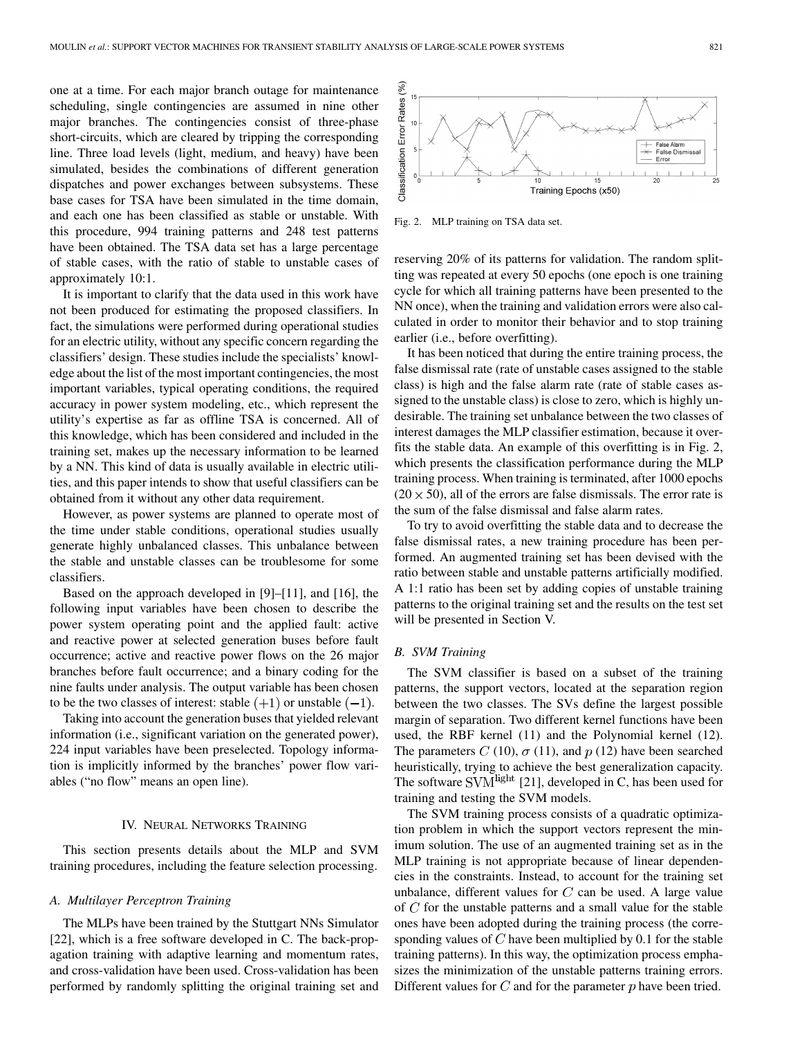one at a time. For each major branch outage for maintenance scheduling, single contingencies are assumed in nine other major branches. The contingencies consist of three-phase short-circuits, which are cleared by tripping the corresponding line. Three load levels (light, medium, and heavy) have been simulated, besides the combinations of different generation dispatches and power exchanges between subsystems. These base cases for TSA have been simulated in the time domain, and each one has been classified as stable or unstable. With this procedure, 994 training patterns and 248 test patterns have been obtained. The TSA data set has a large percentage of stable cases, with the ratio of stable to unstable cases of approximately 10:1.

It is important to clarify that the data used in this work have not been produced for estimating the proposed classifiers. In fact, the simulations were performed during operational studies for an electric utility, without any specific concern regarding the classifiers' design. These studies include the specialists' knowledge about the list of the most important contingencies, the most important variables, typical operating conditions, the required accuracy in power system modeling, etc., which represent the utility's expertise as far as offline TSA is concerned. All of this knowledge, which has been considered and included in the training set, makes up the necessary information to be learned by a NN. This kind of data is usually available in electric utilities, and this paper intends to show that useful classifiers can be obtained from it without any other data requirement.

However, as power systems are planned to operate most of the time under stable conditions, operational studies usually generate highly unbalanced classes. This unbalance between the stable and unstable classes can be troublesome for some classifiers.

Based on the approach developed in [9]–[11], and [16], the following input variables have been chosen to describe the power system operating point and the applied fault: active and reactive power at selected generation buses before fault occurrence; active and reactive power flows on the 26 major branches before fault occurrence; and a binary coding for the nine faults under analysis. The output variable has been chosen to be the two classes of interest: stable $(+1)$ or unstable $(-1)$.

Taking into account the generation buses that yielded relevant information (i.e., significant variation on the generated power), 224 input variables have been preselected. Topology information is implicitly informed by the branches' power flow variables ("no flow" means an open line).

## IV. Neural Networks Training

This section presents details about the MLP and SVM training procedures, including the feature selection processing.

### *A. Multilayer Perceptron Training*

The MLPs have been trained by the Stuttgart NNs Simulator [22], which is a free software developed in C. The back-propagation training with adaptive learning and momentum rates, and cross-validation have been used. Cross-validation has been performed by randomly splitting the original training set and reserving 20% of its patterns for validation. The random splitting was repeated at every 50 epochs (one epoch is one training cycle for which all training patterns have been presented to the NN once), when the training and validation errors were also calculated in order to monitor their behavior and to stop training earlier (i.e., before overfitting).

Fig. 2. MLP training on TSA data set.

It has been noticed that during the entire training process, the false dismissal rate (rate of unstable cases assigned to the stable class) is high and the false alarm rate (rate of stable cases assigned to the unstable class) is close to zero, which is highly undesirable. The training set unbalance between the two classes of interest damages the MLP classifier estimation, because it overfits the stable data. An example of this overfitting is in Fig. 2, which presents the classification performance during the MLP training process. When training is terminated, after 1000 epochs $(20 \times 50)$, all of the errors are false dismissals. The error rate is the sum of the false dismissal and false alarm rates.

To try to avoid overfitting the stable data and to decrease the false dismissal rates, a new training procedure has been performed. An augmented training set has been devised with the ratio between stable and unstable patterns artificially modified. A 1:1 ratio has been set by adding copies of unstable training patterns to the original training set and the results on the test set will be presented in Section V.

### *B. SVM Training*

The SVM classifier is based on a subset of the training patterns, the support vectors, located at the separation region between the two classes. The SVs define the largest possible margin of separation. Two different kernel functions have been used, the RBF kernel (11) and the Polynomial kernel (12). The parameters $C$ (10), $\sigma$ (11), and $p$ (12) have been searched heuristically, trying to achieve the best generalization capacity. The software $\text{SVM}^{\text{light}}$ [21], developed in C, has been used for training and testing the SVM models.

The SVM training process consists of a quadratic optimization problem in which the support vectors represent the minimum solution. The use of an augmented training set as in the MLP training is not appropriate because of linear dependencies in the constraints. Instead, to account for the training set unbalance, different values for $C$ can be used. A large value of $C$ for the unstable patterns and a small value for the stable ones have been adopted during the training process (the corresponding values of $C$ have been multiplied by 0.1 for the stable training patterns). In this way, the optimization process emphasizes the minimization of the unstable patterns training errors. Different values for $C$ and for the parameter $p$ have been tried.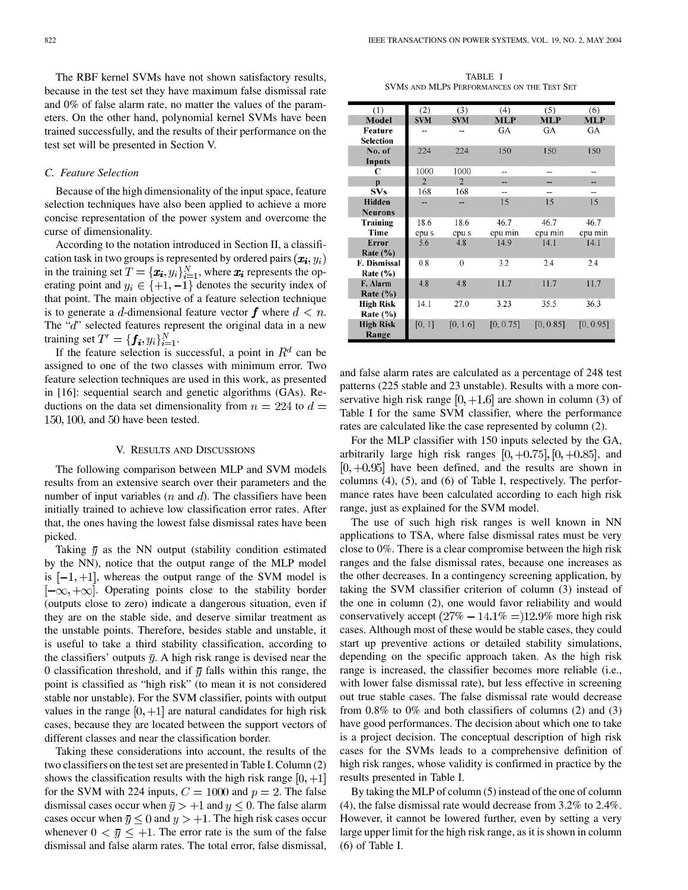The RBF kernel SVMs have not shown satisfactory results, because in the test set they have maximum false dismissal rate and 0% of false alarm rate, no matter the values of the parameters. On the other hand, polynomial kernel SVMs have been trained successfully, and the results of their performance on the test set will be presented in Section V.

### C. Feature Selection

Because of the high dimensionality of the input space, feature selection techniques have also been applied to achieve a more concise representation of the power system and overcome the curse of dimensionality.

According to the notation introduced in Section II, a classification task in two groups is represented by ordered pairs $(\boldsymbol{x_i}, y_i)$ in the training set $T = \{\boldsymbol{x_i}, y_i\}_{i=1}^{N}$, where $\boldsymbol{x_i}$ represents the operating point and $y_i \in \{+1, -1\}$ denotes the security index of that point. The main objective of a feature selection technique is to generate a $d$-dimensional feature vector $\boldsymbol{f}$ where $d < n$. The "$d$" selected features represent the original data in a new training set $T' = \{\boldsymbol{f_i}, y_i\}_{i=1}^{N}$.

If the feature selection is successful, a point in $R^d$ can be assigned to one of the two classes with minimum error. Two feature selection techniques are used in this work, as presented in [16]: sequential search and genetic algorithms (GAs). Reductions on the data set dimensionality from $n = 224$ to $d = 150, 100$, and 50 have been tested.

## V. Results and Discussions

The following comparison between MLP and SVM models results from an extensive search over their parameters and the number of input variables ($n$ and $d$). The classifiers have been initially trained to achieve low classification error rates. After that, the ones having the lowest false dismissal rates have been picked.

Taking $\bar{y}$ as the NN output (stability condition estimated by the NN), notice that the output range of the MLP model is $[-1, +1]$, whereas the output range of the SVM model is $[-\infty, +\infty]$. Operating points close to the stability border (outputs close to zero) indicate a dangerous situation, even if they are on the stable side, and deserve similar treatment as the unstable points. Therefore, besides stable and unstable, it is useful to take a third stability classification, according to the classifiers' outputs $\bar{y}$. A high risk range is devised near the 0 classification threshold, and if $\bar{y}$ falls within this range, the point is classified as "high risk" (to mean it is not considered stable nor unstable). For the SVM classifier, points with output values in the range $[0, +1]$ are natural candidates for high risk cases, because they are located between the support vectors of different classes and near the classification border.

Taking these considerations into account, the results of the two classifiers on the test set are presented in Table I. Column (2) shows the classification results with the high risk range $[0, +1]$ for the SVM with 224 inputs, $C = 1000$ and $p = 2$. The false dismissal cases occur when $\bar{y} > +1$ and $y \leq 0$. The false alarm cases occur when $\bar{y} \leq 0$ and $y > +1$. The high risk cases occur whenever $0 < \bar{y} \leq +1$. The error rate is the sum of the false dismissal and false alarm rates. The total error, false dismissal, and false alarm rates are calculated as a percentage of 248 test patterns (225 stable and 23 unstable). Results with a more conservative high risk range $[0, +1.6]$ are shown in column (3) of Table I for the same SVM classifier, where the performance rates are calculated like the case represented by column (2).

TABLE I
SVMs and MLPs Performances on the Test Set

| (1) | (2) | (3) | (4) | (5) | (6) |
|---|---|---|---|---|---|
| **Model** | SVM | SVM | MLP | MLP | MLP |
| **Feature Selection** | -- | -- | GA | GA | GA |
| **No. of Inputs** | 224 | 224 | 150 | 150 | 150 |
| **C** | 1000 | 1000 | -- | -- | -- |
| **p** | 2 | 2 | -- | -- | -- |
| **SVs** | 168 | 168 | -- | -- | -- |
| **Hidden Neurons** | -- | -- | 15 | 15 | 15 |
| **Training Time** | 18.6 cpu s | 18.6 cpu s | 46.7 cpu min | 46.7 cpu min | 46.7 cpu min |
| **Error Rate (%)** | 5.6 | 4.8 | 14.9 | 14.1 | 14.1 |
| **F. Dismissal Rate (%)** | 0.8 | 0 | 3.2 | 2.4 | 2.4 |
| **F. Alarm Rate (%)** | 4.8 | 4.8 | 11.7 | 11.7 | 11.7 |
| **High Risk Rate (%)** | 14.1 | 27.0 | 3.23 | 35.5 | 36.3 |
| **High Risk Range** | [0, 1] | [0, 1.6] | [0, 0.75] | [0, 0.85] | [0, 0.95] |

For the MLP classifier with 150 inputs selected by the GA, arbitrarily large high risk ranges $[0, +0.75]$, $[0, +0.85]$, and $[0, +0.95]$ have been defined, and the results are shown in columns (4), (5), and (6) of Table I, respectively. The performance rates have been calculated according to each high risk range, just as explained for the SVM model.

The use of such high risk ranges is well known in NN applications to TSA, where false dismissal rates must be very close to 0%. There is a clear compromise between the high risk ranges and the false dismissal rates, because one increases as the other decreases. In a contingency screening application, by taking the SVM classifier criterion of column (3) instead of the one in column (2), one would favor reliability and would conservatively accept $(27\% - 14.1\% =)12.9\%$ more high risk cases. Although most of these would be stable cases, they could start up preventive actions or detailed stability simulations, depending on the specific approach taken. As the high risk range is increased, the classifier becomes more reliable (i.e., with lower false dismissal rate), but less effective in screening out true stable cases. The false dismissal rate would decrease from 0.8% to 0% and both classifiers of columns (2) and (3) have good performances. The decision about which one to take is a project decision. The conceptual description of high risk cases for the SVMs leads to a comprehensive definition of high risk ranges, whose validity is confirmed in practice by the results presented in Table I.

By taking the MLP of column (5) instead of the one of column (4), the false dismissal rate would decrease from 3.2% to 2.4%. However, it cannot be lowered further, even by setting a very large upper limit for the high risk range, as it is shown in column (6) of Table I.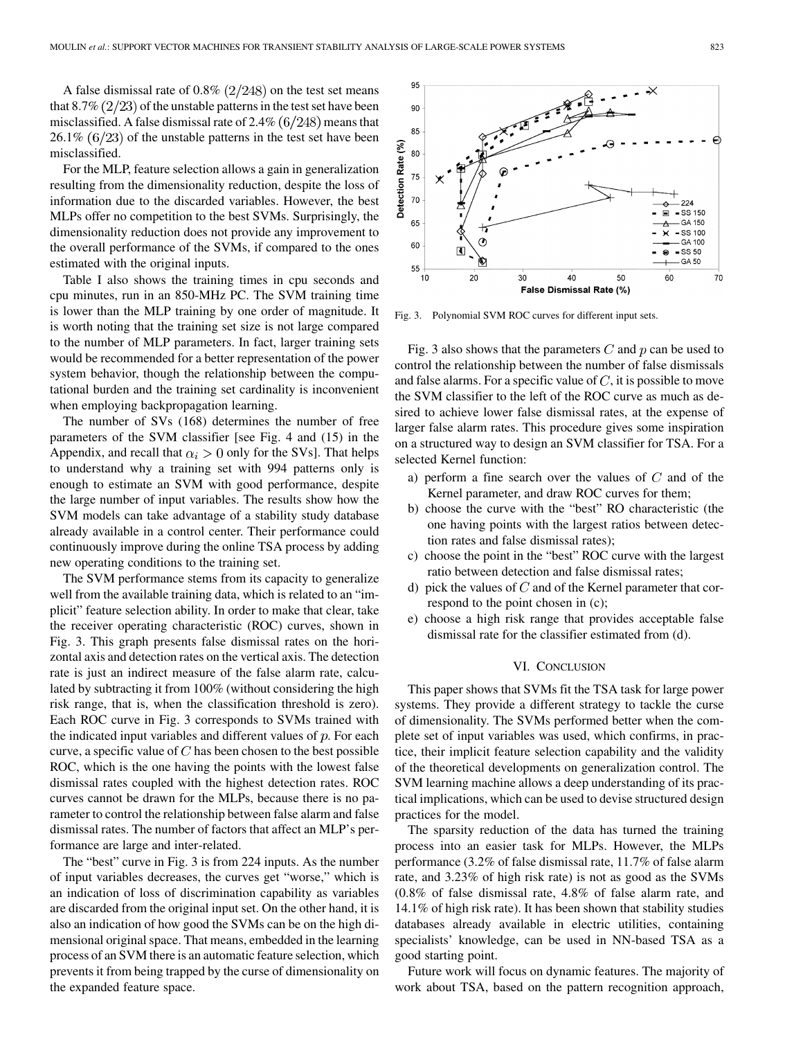A false dismissal rate of 0.8% $(2/248)$ on the test set means that 8.7% $(2/23)$ of the unstable patterns in the test set have been misclassified. A false dismissal rate of 2.4% $(6/248)$ means that 26.1% $(6/23)$ of the unstable patterns in the test set have been misclassified.

For the MLP, feature selection allows a gain in generalization resulting from the dimensionality reduction, despite the loss of information due to the discarded variables. However, the best MLPs offer no competition to the best SVMs. Surprisingly, the dimensionality reduction does not provide any improvement to the overall performance of the SVMs, if compared to the ones estimated with the original inputs.

Table I also shows the training times in cpu seconds and cpu minutes, run in an 850-MHz PC. The SVM training time is lower than the MLP training by one order of magnitude. It is worth noting that the training set size is not large compared to the number of MLP parameters. In fact, larger training sets would be recommended for a better representation of the power system behavior, though the relationship between the computational burden and the training set cardinality is inconvenient when employing backpropagation learning.

The number of SVs (168) determines the number of free parameters of the SVM classifier [see Fig. 4 and (15) in the Appendix, and recall that $\alpha_i > 0$ only for the SVs]. That helps to understand why a training set with 994 patterns only is enough to estimate an SVM with good performance, despite the large number of input variables. The results show how the SVM models can take advantage of a stability study database already available in a control center. Their performance could continuously improve during the online TSA process by adding new operating conditions to the training set.

The SVM performance stems from its capacity to generalize well from the available training data, which is related to an "implicit" feature selection ability. In order to make that clear, take the receiver operating characteristic (ROC) curves, shown in Fig. 3. This graph presents false dismissal rates on the horizontal axis and detection rates on the vertical axis. The detection rate is just an indirect measure of the false alarm rate, calculated by subtracting it from 100% (without considering the high risk range, that is, when the classification threshold is zero). Each ROC curve in Fig. 3 corresponds to SVMs trained with the indicated input variables and different values of $p$. For each curve, a specific value of $C$ has been chosen to the best possible ROC, which is the one having the points with the lowest false dismissal rates coupled with the highest detection rates. ROC curves cannot be drawn for the MLPs, because there is no parameter to control the relationship between false alarm and false dismissal rates. The number of factors that affect an MLP's performance are large and inter-related.

The "best" curve in Fig. 3 is from 224 inputs. As the number of input variables decreases, the curves get "worse," which is an indication of loss of discrimination capability as variables are discarded from the original input set. On the other hand, it is also an indication of how good the SVMs can be on the high dimensional original space. That means, embedded in the learning process of an SVM there is an automatic feature selection, which prevents it from being trapped by the curse of dimensionality on the expanded feature space.

Fig. 3. Polynomial SVM ROC curves for different input sets.

Fig. 3 also shows that the parameters $C$ and $p$ can be used to control the relationship between the number of false dismissals and false alarms. For a specific value of $C$, it is possible to move the SVM classifier to the left of the ROC curve as much as desired to achieve lower false dismissal rates, at the expense of larger false alarm rates. This procedure gives some inspiration on a structured way to design an SVM classifier for TSA. For a selected Kernel function:

a) perform a fine search over the values of $C$ and of the Kernel parameter, and draw ROC curves for them;
b) choose the curve with the "best" RO characteristic (the one having points with the largest ratios between detection rates and false dismissal rates);
c) choose the point in the "best" ROC curve with the largest ratio between detection and false dismissal rates;
d) pick the values of $C$ and of the Kernel parameter that correspond to the point chosen in (c);
e) choose a high risk range that provides acceptable false dismissal rate for the classifier estimated from (d).

## VI. Conclusion

This paper shows that SVMs fit the TSA task for large power systems. They provide a different strategy to tackle the curse of dimensionality. The SVMs performed better when the complete set of input variables was used, which confirms, in practice, their implicit feature selection capability and the validity of the theoretical developments on generalization control. The SVM learning machine allows a deep understanding of its practical implications, which can be used to devise structured design practices for the model.

The sparsity reduction of the data has turned the training process into an easier task for MLPs. However, the MLPs performance (3.2% of false dismissal rate, 11.7% of false alarm rate, and 3.23% of high risk rate) is not as good as the SVMs (0.8% of false dismissal rate, 4.8% of false alarm rate, and 14.1% of high risk rate). It has been shown that stability studies databases already available in electric utilities, containing specialists' knowledge, can be used in NN-based TSA as a good starting point.

Future work will focus on dynamic features. The majority of work about TSA, based on the pattern recognition approach,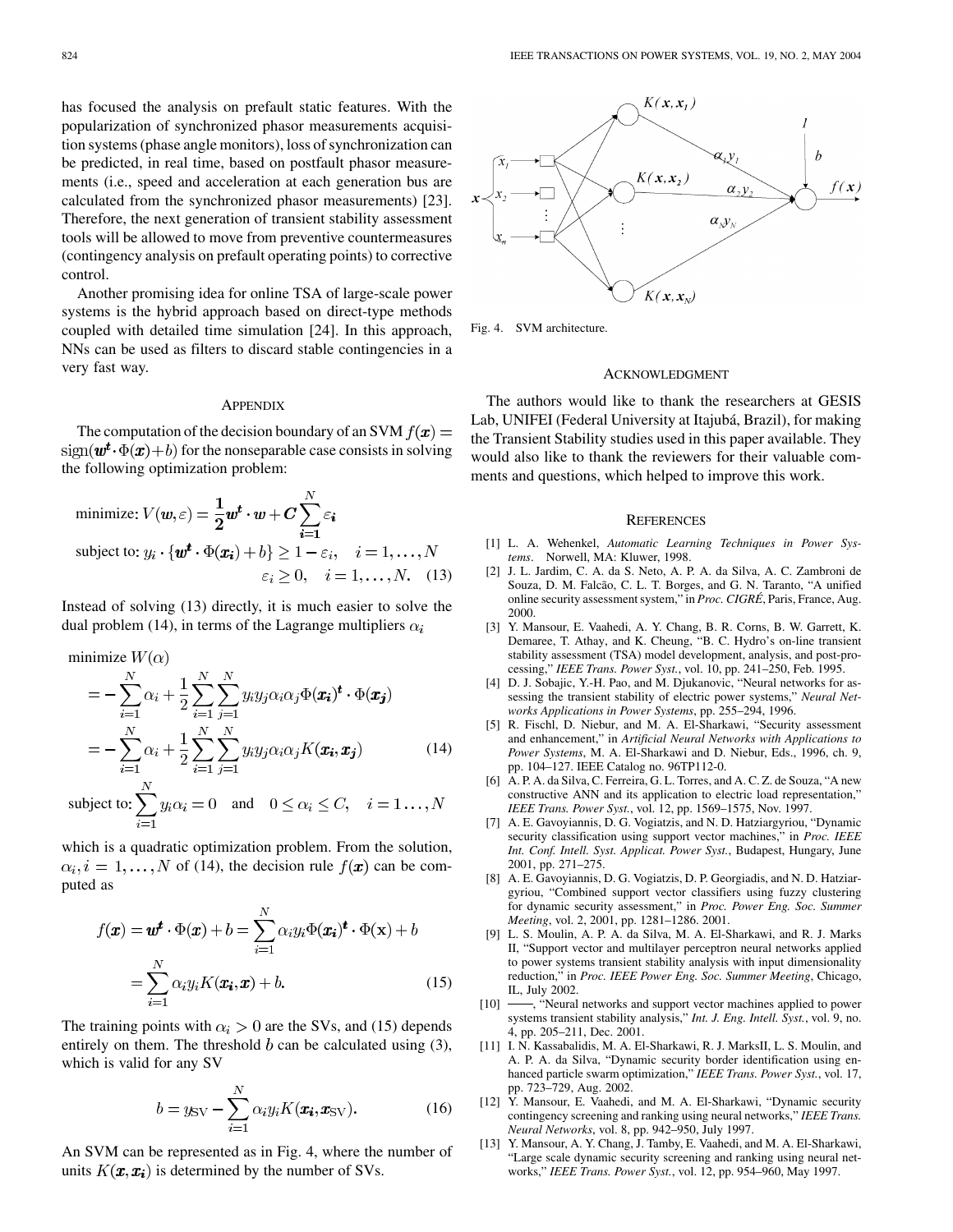has focused the analysis on prefault static features. With the popularization of synchronized phasor measurements acquisition systems (phase angle monitors), loss of synchronization can be predicted, in real time, based on postfault phasor measurements (i.e., speed and acceleration at each generation bus are calculated from the synchronized phasor measurements) [23]. Therefore, the next generation of transient stability assessment tools will be allowed to move from preventive countermeasures (contingency analysis on prefault operating points) to corrective control.

Another promising idea for online TSA of large-scale power systems is the hybrid approach based on direct-type methods coupled with detailed time simulation [24]. In this approach, NNs can be used as filters to discard stable contingencies in a very fast way.

## Appendix

The computation of the decision boundary of an SVM $f(\boldsymbol{x}) = \text{sign}(\boldsymbol{w^t} \cdot \Phi(\boldsymbol{x}) + b)$ for the nonseparable case consists in solving the following optimization problem:

$$\begin{aligned}
&\text{minimize: } V(\boldsymbol{w}, \varepsilon) = \frac{1}{2}\boldsymbol{w^t} \cdot \boldsymbol{w} + \boldsymbol{C}\sum_{i=1}^{N} \varepsilon_i \\
&\text{subject to: } y_i \cdot \{\boldsymbol{w^t} \cdot \Phi(\boldsymbol{x_i}) + b\} \geq 1 - \varepsilon_i, \quad i = 1, \ldots, N \\
&\qquad\qquad \varepsilon_i \geq 0, \quad i = 1, \ldots, N. \qquad (13)
\end{aligned}$$

Instead of solving (13) directly, it is much easier to solve the dual problem (14), in terms of the Lagrange multipliers $\alpha_i$

$$\begin{aligned}
&\text{minimize } W(\alpha) \\
&= -\sum_{i=1}^{N} \alpha_i + \frac{1}{2}\sum_{i=1}^{N}\sum_{j=1}^{N} y_i y_j \alpha_i \alpha_j \Phi(\boldsymbol{x_i})^{\boldsymbol{t}} \cdot \Phi(\boldsymbol{x_j}) \\
&= -\sum_{i=1}^{N} \alpha_i + \frac{1}{2}\sum_{i=1}^{N}\sum_{j=1}^{N} y_i y_j \alpha_i \alpha_j K(\boldsymbol{x_i}, \boldsymbol{x_j}) \qquad (14) \\
&\text{subject to: } \sum_{i=1}^{N} y_i \alpha_i = 0 \quad \text{and} \quad 0 \leq \alpha_i \leq C, \quad i = 1 \ldots, N
\end{aligned}$$

which is a quadratic optimization problem. From the solution, $\alpha_i, i = 1, \ldots, N$ of (14), the decision rule $f(\boldsymbol{x})$ can be computed as

$$\begin{aligned}
f(\boldsymbol{x}) = \boldsymbol{w^t} \cdot \Phi(\boldsymbol{x}) + b &= \sum_{i=1}^{N} \alpha_i y_i \Phi(\boldsymbol{x_i})^{\boldsymbol{t}} \cdot \Phi(\mathbf{x}) + b \\
&= \sum_{i=1}^{N} \alpha_i y_i K(\boldsymbol{x_i}, \boldsymbol{x}) + b. \qquad (15)
\end{aligned}$$

The training points with $\alpha_i > 0$ are the SVs, and (15) depends entirely on them. The threshold $b$ can be calculated using (3), which is valid for any SV

$$b = y_{\text{SV}} - \sum_{i=1}^{N} \alpha_i y_i K(\boldsymbol{x_i}, \boldsymbol{x}_{\text{SV}}). \qquad (16)$$

An SVM can be represented as in Fig. 4, where the number of units $K(\boldsymbol{x}, \boldsymbol{x_i})$ is determined by the number of SVs.

Fig. 4. SVM architecture.

## Acknowledgment

The authors would like to thank the researchers at GESIS Lab, UNIFEI (Federal University at Itajubá, Brazil), for making the Transient Stability studies used in this paper available. They would also like to thank the reviewers for their valuable comments and questions, which helped to improve this work.

## References

[1] L. A. Wehenkel, *Automatic Learning Techniques in Power Systems*. Norwell, MA: Kluwer, 1998.

[2] J. L. Jardim, C. A. da S. Neto, A. P. A. da Silva, A. C. Zambroni de Souza, D. M. Falcão, C. L. T. Borges, and G. N. Taranto, "A unified online security assessment system," in *Proc. CIGRÉ*, Paris, France, Aug. 2000.

[3] Y. Mansour, E. Vaahedi, A. Y. Chang, B. R. Corns, B. W. Garrett, K. Demaree, T. Athay, and K. Cheung, "B. C. Hydro's on-line transient stability assessment (TSA) model development, analysis, and post-processing," *IEEE Trans. Power Syst.*, vol. 10, pp. 241–250, Feb. 1995.

[4] D. J. Sobajic, Y.-H. Pao, and M. Djukanovic, "Neural networks for assessing the transient stability of electric power systems," *Neural Networks Applications in Power Systems*, pp. 255–294, 1996.

[5] R. Fischl, D. Niebur, and M. A. El-Sharkawi, "Security assessment and enhancement," in *Artificial Neural Networks with Applications to Power Systems*, M. A. El-Sharkawi and D. Niebur, Eds., 1996, ch. 9, pp. 104–127. IEEE Catalog no. 96TP112-0.

[6] A. P. A. da Silva, C. Ferreira, G. L. Torres, and A. C. Z. de Souza, "A new constructive ANN and its application to electric load representation," *IEEE Trans. Power Syst.*, vol. 12, pp. 1569–1575, Nov. 1997.

[7] A. E. Gavoyiannis, D. G. Vogiatzis, and N. D. Hatziargyriou, "Dynamic security classification using support vector machines," in *Proc. IEEE Int. Conf. Intell. Syst. Applicat. Power Syst.*, Budapest, Hungary, June 2001, pp. 271–275.

[8] A. E. Gavoyiannis, D. G. Vogiatzis, D. P. Georgiadis, and N. D. Hatziargyriou, "Combined support vector classifiers using fuzzy clustering for dynamic security assessment," in *Proc. Power Eng. Soc. Summer Meeting*, vol. 2, 2001, pp. 1281–1286. 2001.

[9] L. S. Moulin, A. P. A. da Silva, M. A. El-Sharkawi, and R. J. Marks II, "Support vector and multilayer perceptron neural networks applied to power systems transient stability analysis with input dimensionality reduction," in *Proc. IEEE Power Eng. Soc. Summer Meeting*, Chicago, IL, July 2002.

[10] ——, "Neural networks and support vector machines applied to power systems transient stability analysis," *Int. J. Eng. Intell. Syst.*, vol. 9, no. 4, pp. 205–211, Dec. 2001.

[11] I. N. Kassabalidis, M. A. El-Sharkawi, R. J. MarksII, L. S. Moulin, and A. P. A. da Silva, "Dynamic security border identification using enhanced particle swarm optimization," *IEEE Trans. Power Syst.*, vol. 17, pp. 723–729, Aug. 2002.

[12] Y. Mansour, E. Vaahedi, and M. A. El-Sharkawi, "Dynamic security contingency screening and ranking using neural networks," *IEEE Trans. Neural Networks*, vol. 8, pp. 942–950, July 1997.

[13] Y. Mansour, A. Y. Chang, J. Tamby, E. Vaahedi, and M. A. El-Sharkawi, "Large scale dynamic security screening and ranking using neural networks," *IEEE Trans. Power Syst.*, vol. 12, pp. 954–960, May 1997.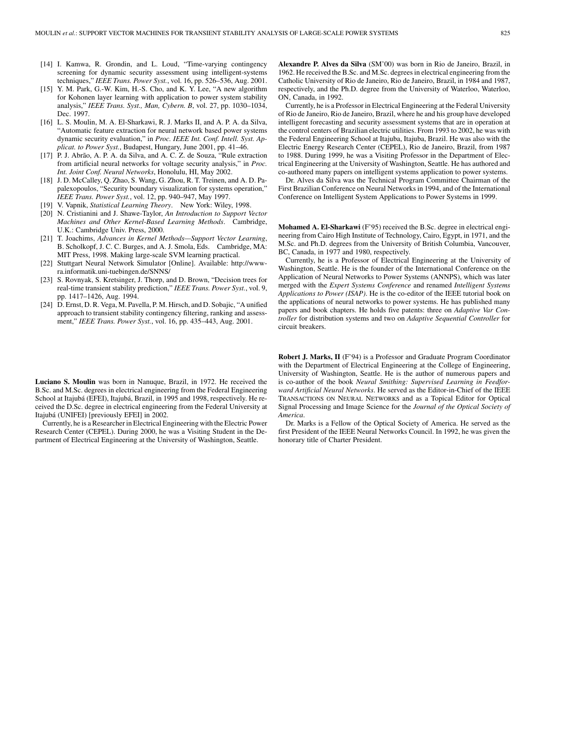[14] I. Kamwa, R. Grondin, and L. Loud, "Time-varying contingency screening for dynamic security assessment using intelligent-systems techniques," *IEEE Trans. Power Syst.*, vol. 16, pp. 526–536, Aug. 2001.

[15] Y. M. Park, G.-W. Kim, H.-S. Cho, and K. Y. Lee, "A new algorithm for Kohonen layer learning with application to power system stability analysis," *IEEE Trans. Syst., Man, Cybern. B*, vol. 27, pp. 1030–1034, Dec. 1997.

[16] L. S. Moulin, M. A. El-Sharkawi, R. J. Marks II, and A. P. A. da Silva, "Automatic feature extraction for neural network based power systems dynamic security evaluation," in *Proc. IEEE Int. Conf. Intell. Syst. Applicat. to Power Syst.*, Budapest, Hungary, June 2001, pp. 41–46.

[17] P. J. Abrão, A. P. A. da Silva, and A. C. Z. de Souza, "Rule extraction from artificial neural networks for voltage security analysis," in *Proc. Int. Joint Conf. Neural Networks*, Honolulu, HI, May 2002.

[18] J. D. McCalley, Q. Zhao, S. Wang, G. Zhou, R. T. Treinen, and A. D. Papalexopoulos, "Security boundary visualization for systems operation," *IEEE Trans. Power Syst.*, vol. 12, pp. 940–947, May 1997.

[19] V. Vapnik, *Statistical Learning Theory*. New York: Wiley, 1998.

[20] N. Cristianini and J. Shawe-Taylor, *An Introduction to Support Vector Machines and Other Kernel-Based Learning Methods*. Cambridge, U.K.: Cambridge Univ. Press, 2000.

[21] T. Joachims, *Advances in Kernel Methods—Support Vector Learning*, B. Scholkopf, J. C. C. Burges, and A. J. Smola, Eds. Cambridge, MA: MIT Press, 1998. Making large-scale SVM learning practical.

[22] Stuttgart Neural Network Simulator [Online]. Available: http://www-ra.informatik.uni-tuebingen.de/SNNS/

[23] S. Rovnyak, S. Kretsinger, J. Thorp, and D. Brown, "Decision trees for real-time transient stability prediction," *IEEE Trans. Power Syst.*, vol. 9, pp. 1417–1426, Aug. 1994.

[24] D. Ernst, D. R. Vega, M. Pavella, P. M. Hirsch, and D. Sobajic, "A unified approach to transient stability contingency filtering, ranking and assessment," *IEEE Trans. Power Syst.*, vol. 16, pp. 435–443, Aug. 2001.

**Luciano S. Moulin** was born in Nanuque, Brazil, in 1972. He received the B.Sc. and M.Sc. degrees in electrical engineering from the Federal Engineering School at Itajubá (EFEI), Itajubá, Brazil, in 1995 and 1998, respectively. He received the D.Sc. degree in electrical engineering from the Federal University at Itajubá (UNIFEI) [previously EFEI] in 2002.

Currently, he is a Researcher in Electrical Engineering with the Electric Power Research Center (CEPEL). During 2000, he was a Visiting Student in the Department of Electrical Engineering at the University of Washington, Seattle.

**Alexandre P. Alves da Silva** (SM'00) was born in Rio de Janeiro, Brazil, in 1962. He received the B.Sc. and M.Sc. degrees in electrical engineering from the Catholic University of Rio de Janeiro, Rio de Janeiro, Brazil, in 1984 and 1987, respectively, and the Ph.D. degree from the University of Waterloo, Waterloo, ON, Canada, in 1992.

Currently, he is a Professor in Electrical Engineering at the Federal University of Rio de Janeiro, Rio de Janeiro, Brazil, where he and his group have developed intelligent forecasting and security assessment systems that are in operation at the control centers of Brazilian electric utilities. From 1993 to 2002, he was with the Federal Engineering School at Itajuba, Itajuba, Brazil. He was also with the Electric Energy Research Center (CEPEL), Rio de Janeiro, Brazil, from 1987 to 1988. During 1999, he was a Visiting Professor in the Department of Electrical Engineering at the University of Washington, Seattle. He has authored and co-authored many papers on intelligent systems application to power systems.

Dr. Alves da Silva was the Technical Program Committee Chairman of the First Brazilian Conference on Neural Networks in 1994, and of the International Conference on Intelligent System Applications to Power Systems in 1999.

**Mohamed A. El-Sharkawi** (F'95) received the B.Sc. degree in electrical engineering from Cairo High Institute of Technology, Cairo, Egypt, in 1971, and the M.Sc. and Ph.D. degrees from the University of British Columbia, Vancouver, BC, Canada, in 1977 and 1980, respectively.

Currently, he is a Professor of Electrical Engineering at the University of Washington, Seattle. He is the founder of the International Conference on the Application of Neural Networks to Power Systems (ANNPS), which was later merged with the *Expert Systems Conference* and renamed *Intelligent Systems Applications to Power (ISAP)*. He is the co-editor of the IEEE tutorial book on the applications of neural networks to power systems. He has published many papers and book chapters. He holds five patents: three on *Adaptive Var Controller* for distribution systems and two on *Adaptive Sequential Controller* for circuit breakers.

**Robert J. Marks, II** (F'94) is a Professor and Graduate Program Coordinator with the Department of Electrical Engineering at the College of Engineering, University of Washington, Seattle. He is the author of numerous papers and is co-author of the book *Neural Smithing: Supervised Learning in Feedforward Artificial Neural Networks*. He served as the Editor-in-Chief of the IEEE Transactions on Neural Networks and as a Topical Editor for Optical Signal Processing and Image Science for the *Journal of the Optical Society of America*.

Dr. Marks is a Fellow of the Optical Society of America. He served as the first President of the IEEE Neural Networks Council. In 1992, he was given the honorary title of Charter President.